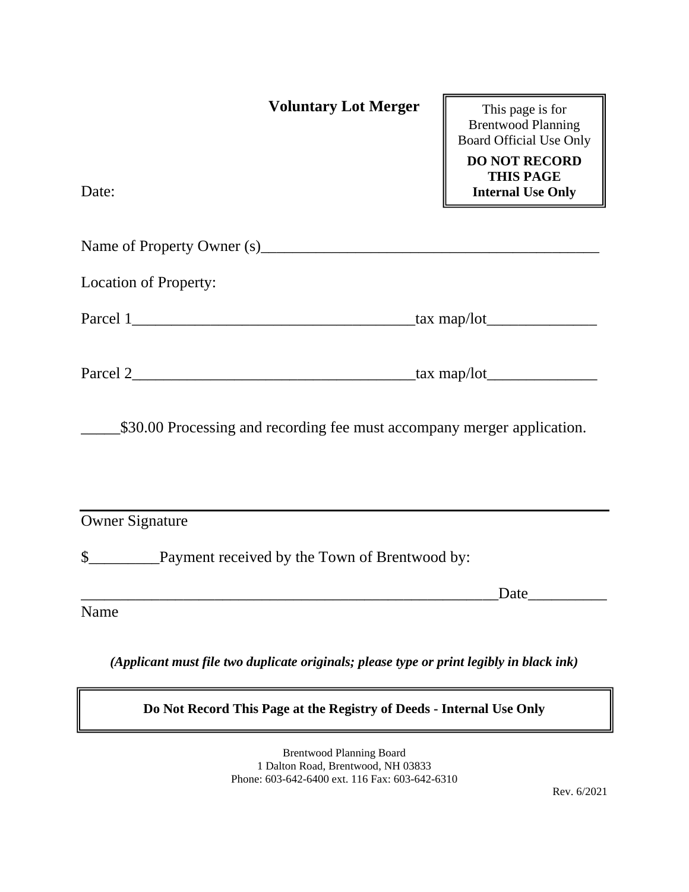# Voluntary Lot Merger

> This page is for Brentwood Planning Board Official Use Only
>
> **DO NOT RECORD THIS PAGE**
> **Internal Use Only**

Date:

Name of Property Owner (s)___________________________________________

Location of Property:

Parcel 1____________________________________tax map/lot______________

Parcel 2____________________________________tax map/lot______________

_____$30.00 Processing and recording fee must accompany merger application.

______________________________________________________________________

Owner Signature

$_________Payment received by the Town of Brentwood by:

______________________________________________________Date__________

Name

***(Applicant must file two duplicate originals; please type or print legibly in black ink)***

> **Do Not Record This Page at the Registry of Deeds - Internal Use Only**

Brentwood Planning Board
1 Dalton Road, Brentwood, NH 03833
Phone: 603-642-6400 ext. 116 Fax: 603-642-6310

Rev. 6/2021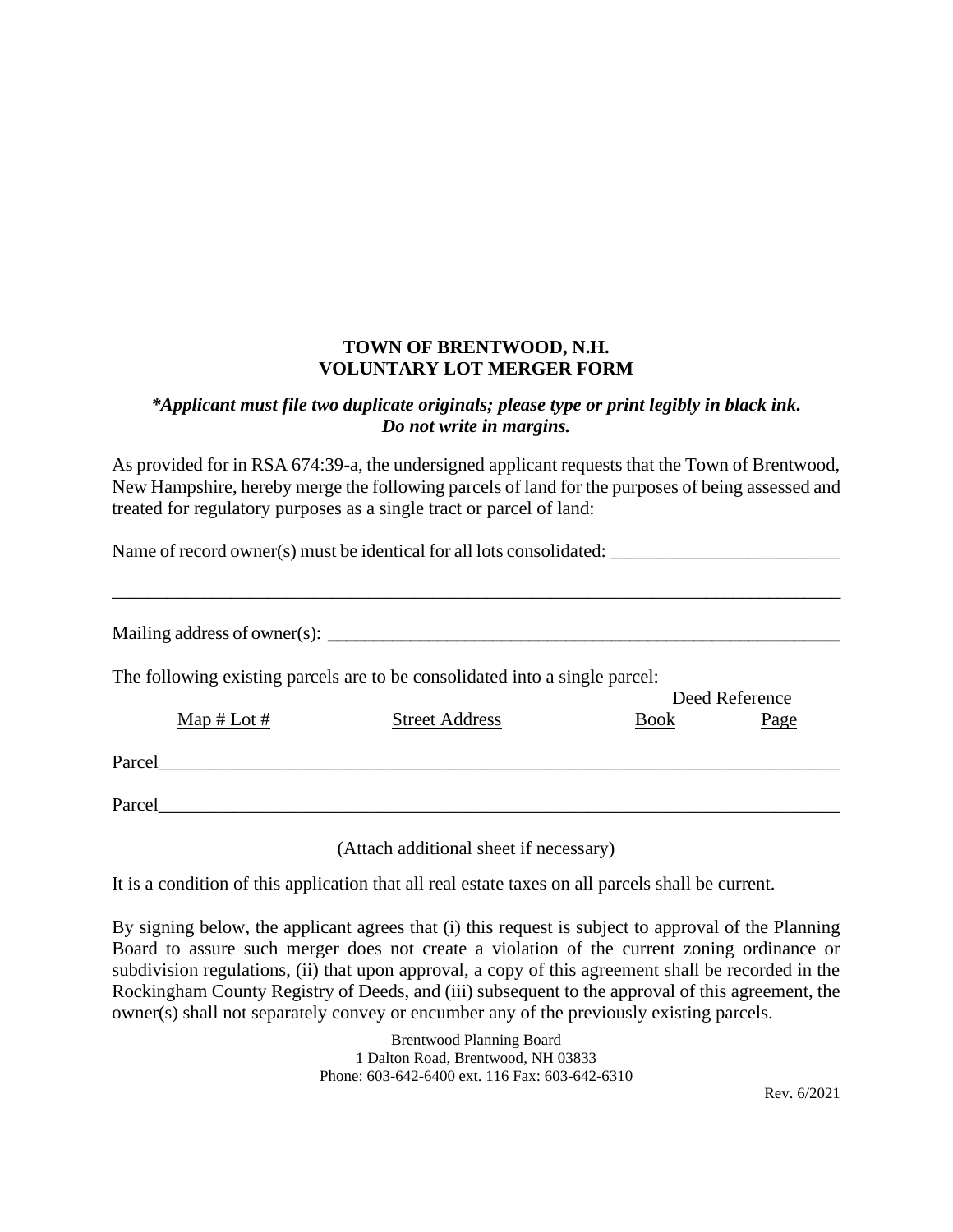**TOWN OF BRENTWOOD, N.H.**
**VOLUNTARY LOT MERGER FORM**

***Applicant must file two duplicate originals; please type or print legibly in black ink. Do not write in margins.***

As provided for in RSA 674:39-a, the undersigned applicant requests that the Town of Brentwood, New Hampshire, hereby merge the following parcels of land for the purposes of being assessed and treated for regulatory purposes as a single tract or parcel of land:

Name of record owner(s) must be identical for all lots consolidated: ________________________

______________________________________________________________________________

Mailing address of owner(s): ________________________________________________________

The following existing parcels are to be consolidated into a single parcel:

| | Map # Lot # | Street Address | Deed Reference Book | Deed Reference Page |
|---|---|---|---|---|
| Parcel | | | | |
| Parcel | | | | |

(Attach additional sheet if necessary)

It is a condition of this application that all real estate taxes on all parcels shall be current.

By signing below, the applicant agrees that (i) this request is subject to approval of the Planning Board to assure such merger does not create a violation of the current zoning ordinance or subdivision regulations, (ii) that upon approval, a copy of this agreement shall be recorded in the Rockingham County Registry of Deeds, and (iii) subsequent to the approval of this agreement, the owner(s) shall not separately convey or encumber any of the previously existing parcels.

Brentwood Planning Board
1 Dalton Road, Brentwood, NH 03833
Phone: 603-642-6400 ext. 116 Fax: 603-642-6310

Rev. 6/2021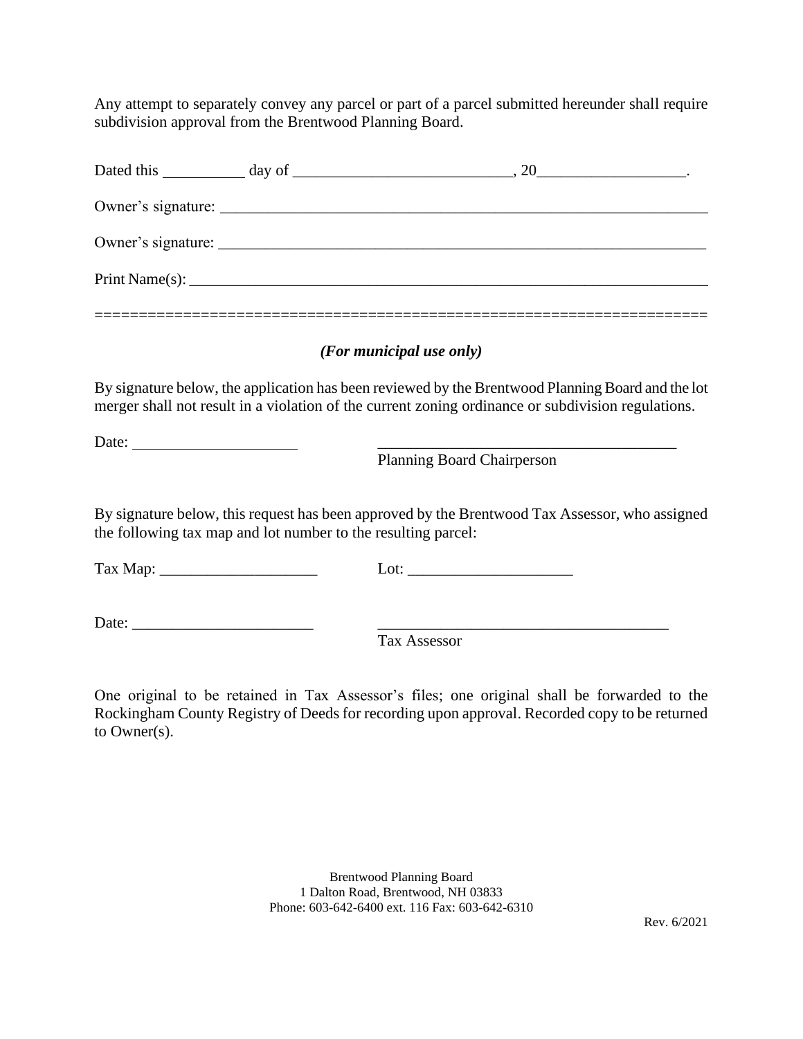Any attempt to separately convey any parcel or part of a parcel submitted hereunder shall require subdivision approval from the Brentwood Planning Board.

Dated this __________ day of ___________________________, 20__________________.

Owner's signature: ______________________________________________________________

Owner's signature: ______________________________________________________________

Print Name(s): _________________________________________________________________

==================================================================

***(For municipal use only)***

By signature below, the application has been reviewed by the Brentwood Planning Board and the lot merger shall not result in a violation of the current zoning ordinance or subdivision regulations.

Date: ____________________ ______________________________________

Planning Board Chairperson

By signature below, this request has been approved by the Brentwood Tax Assessor, who assigned the following tax map and lot number to the resulting parcel:

Tax Map: ____________________ Lot: _____________________

Date: _______________________ _____________________________________

Tax Assessor

One original to be retained in Tax Assessor's files; one original shall be forwarded to the Rockingham County Registry of Deeds for recording upon approval. Recorded copy to be returned to Owner(s).

Brentwood Planning Board
1 Dalton Road, Brentwood, NH 03833
Phone: 603-642-6400 ext. 116 Fax: 603-642-6310

Rev. 6/2021